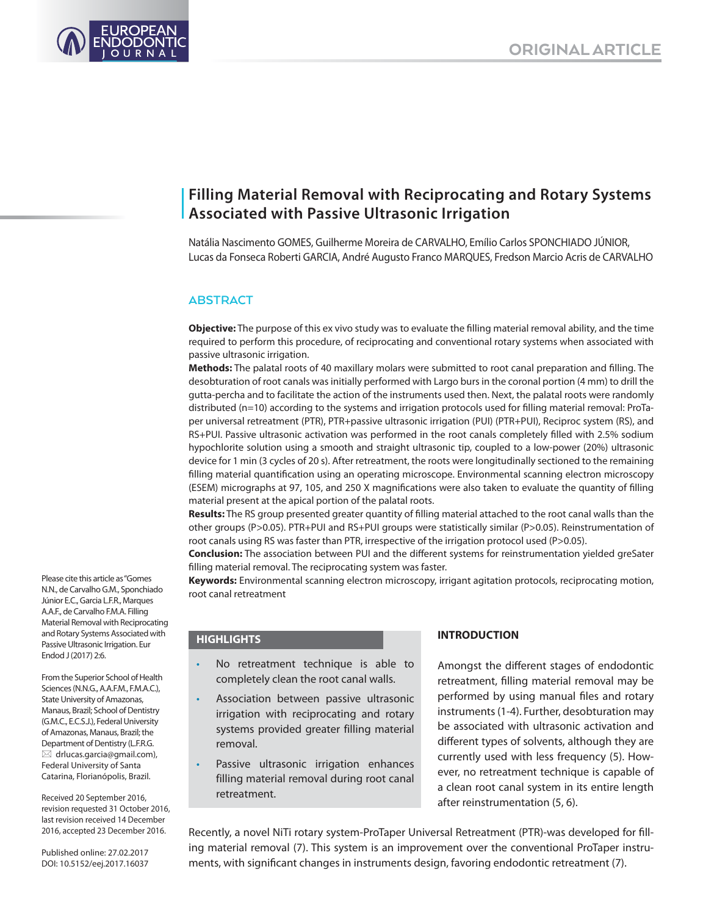ORIGINAL ARTICLE

# Filling Material Removal with Reciprocating and Rotary Systems Associated with Passive Ultrasonic Irrigation

Natália Nascimento GOMES, Guilherme Moreira de CARVALHO, Emílio Carlos SPONCHIADO JÚNIOR, Lucas da Fonseca Roberti GARCIA, André Augusto Franco MARQUES, Fredson Marcio Acris de CARVALHO

## ABSTRACT

**Objective:** The purpose of this ex vivo study was to evaluate the filling material removal ability, and the time required to perform this procedure, of reciprocating and conventional rotary systems when associated with passive ultrasonic irrigation.

**Methods:** The palatal roots of 40 maxillary molars were submitted to root canal preparation and filling. The desobturation of root canals was initially performed with Largo burs in the coronal portion (4 mm) to drill the gutta-percha and to facilitate the action of the instruments used then. Next, the palatal roots were randomly distributed (n=10) according to the systems and irrigation protocols used for filling material removal: ProTaper universal retreatment (PTR), PTR+passive ultrasonic irrigation (PUI) (PTR+PUI), Reciproc system (RS), and RS+PUI. Passive ultrasonic activation was performed in the root canals completely filled with 2.5% sodium hypochlorite solution using a smooth and straight ultrasonic tip, coupled to a low-power (20%) ultrasonic device for 1 min (3 cycles of 20 s). After retreatment, the roots were longitudinally sectioned to the remaining filling material quantification using an operating microscope. Environmental scanning electron microscopy (ESEM) micrographs at 97, 105, and 250 X magnifications were also taken to evaluate the quantity of filling material present at the apical portion of the palatal roots.

**Results:** The RS group presented greater quantity of filling material attached to the root canal walls than the other groups (P>0.05). PTR+PUI and RS+PUI groups were statistically similar (P>0.05). Reinstrumentation of root canals using RS was faster than PTR, irrespective of the irrigation protocol used (P>0.05).

**Conclusion:** The association between PUI and the different systems for reinstrumentation yielded greSater filling material removal. The reciprocating system was faster.

**Keywords:** Environmental scanning electron microscopy, irrigant agitation protocols, reciprocating motion, root canal retreatment

Please cite this article as "Gomes N.N., de Carvalho G.M., Sponchiado Júnior E.C., Garcia L.F.R., Marques A.A.F., de Carvalho F.M.A. Filling Material Removal with Reciprocating and Rotary Systems Associated with Passive Ultrasonic Irrigation. Eur Endod J (2017) 2:6.

From the Superior School of Health Sciences (N.N.G., A.A.F.M., F.M.A.C.), State University of Amazonas, Manaus, Brazil; School of Dentistry (G.M.C., E.C.S.J.), Federal University of Amazonas, Manaus, Brazil; the Department of Dentistry (L.F.R.G. ✉ drlucas.garcia@gmail.com), Federal University of Santa Catarina, Florianópolis, Brazil.

Received 20 September 2016, revision requested 31 October 2016, last revision received 14 December 2016, accepted 23 December 2016.

Published online: 27.02.2017
DOI: 10.5152/eej.2017.16037

## HIGHLIGHTS

- No retreatment technique is able to completely clean the root canal walls.
- Association between passive ultrasonic irrigation with reciprocating and rotary systems provided greater filling material removal.
- Passive ultrasonic irrigation enhances filling material removal during root canal retreatment.

## INTRODUCTION

Amongst the different stages of endodontic retreatment, filling material removal may be performed by using manual files and rotary instruments (1-4). Further, desobturation may be associated with ultrasonic activation and different types of solvents, although they are currently used with less frequency (5). However, no retreatment technique is capable of a clean root canal system in its entire length after reinstrumentation (5, 6).

Recently, a novel NiTi rotary system-ProTaper Universal Retreatment (PTR)-was developed for filling material removal (7). This system is an improvement over the conventional ProTaper instruments, with significant changes in instruments design, favoring endodontic retreatment (7).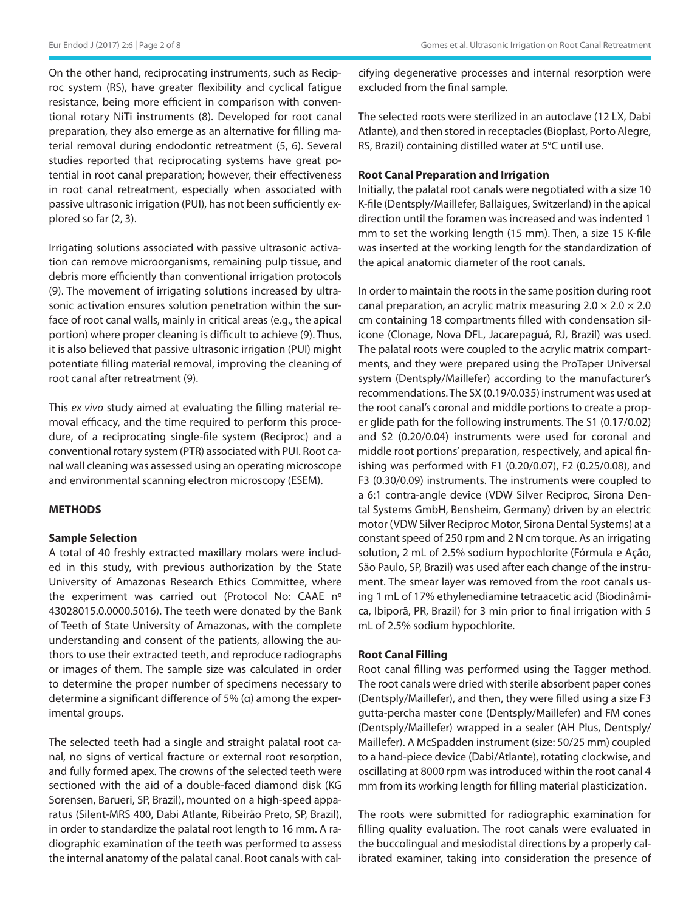On the other hand, reciprocating instruments, such as Reciproc system (RS), have greater flexibility and cyclical fatigue resistance, being more efficient in comparison with conventional rotary NiTi instruments (8). Developed for root canal preparation, they also emerge as an alternative for filling material removal during endodontic retreatment (5, 6). Several studies reported that reciprocating systems have great potential in root canal preparation; however, their effectiveness in root canal retreatment, especially when associated with passive ultrasonic irrigation (PUI), has not been sufficiently explored so far (2, 3).

Irrigating solutions associated with passive ultrasonic activation can remove microorganisms, remaining pulp tissue, and debris more efficiently than conventional irrigation protocols (9). The movement of irrigating solutions increased by ultrasonic activation ensures solution penetration within the surface of root canal walls, mainly in critical areas (e.g., the apical portion) where proper cleaning is difficult to achieve (9). Thus, it is also believed that passive ultrasonic irrigation (PUI) might potentiate filling material removal, improving the cleaning of root canal after retreatment (9).

This *ex vivo* study aimed at evaluating the filling material removal efficacy, and the time required to perform this procedure, of a reciprocating single-file system (Reciproc) and a conventional rotary system (PTR) associated with PUI. Root canal wall cleaning was assessed using an operating microscope and environmental scanning electron microscopy (ESEM).

## METHODS

### Sample Selection

A total of 40 freshly extracted maxillary molars were included in this study, with previous authorization by the State University of Amazonas Research Ethics Committee, where the experiment was carried out (Protocol No: CAAE nº 43028015.0.0000.5016). The teeth were donated by the Bank of Teeth of State University of Amazonas, with the complete understanding and consent of the patients, allowing the authors to use their extracted teeth, and reproduce radiographs or images of them. The sample size was calculated in order to determine the proper number of specimens necessary to determine a significant difference of 5% (α) among the experimental groups.

The selected teeth had a single and straight palatal root canal, no signs of vertical fracture or external root resorption, and fully formed apex. The crowns of the selected teeth were sectioned with the aid of a double-faced diamond disk (KG Sorensen, Barueri, SP, Brazil), mounted on a high-speed apparatus (Silent-MRS 400, Dabi Atlante, Ribeirão Preto, SP, Brazil), in order to standardize the palatal root length to 16 mm. A radiographic examination of the teeth was performed to assess the internal anatomy of the palatal canal. Root canals with calcifying degenerative processes and internal resorption were excluded from the final sample.

The selected roots were sterilized in an autoclave (12 LX, Dabi Atlante), and then stored in receptacles (Bioplast, Porto Alegre, RS, Brazil) containing distilled water at 5°C until use.

### Root Canal Preparation and Irrigation

Initially, the palatal root canals were negotiated with a size 10 K-file (Dentsply/Maillefer, Ballaigues, Switzerland) in the apical direction until the foramen was increased and was indented 1 mm to set the working length (15 mm). Then, a size 15 K-file was inserted at the working length for the standardization of the apical anatomic diameter of the root canals.

In order to maintain the roots in the same position during root canal preparation, an acrylic matrix measuring 2.0 × 2.0 × 2.0 cm containing 18 compartments filled with condensation silicone (Clonage, Nova DFL, Jacarepaguá, RJ, Brazil) was used. The palatal roots were coupled to the acrylic matrix compartments, and they were prepared using the ProTaper Universal system (Dentsply/Maillefer) according to the manufacturer's recommendations. The SX (0.19/0.035) instrument was used at the root canal's coronal and middle portions to create a proper glide path for the following instruments. The S1 (0.17/0.02) and S2 (0.20/0.04) instruments were used for coronal and middle root portions' preparation, respectively, and apical finishing was performed with F1 (0.20/0.07), F2 (0.25/0.08), and F3 (0.30/0.09) instruments. The instruments were coupled to a 6:1 contra-angle device (VDW Silver Reciproc, Sirona Dental Systems GmbH, Bensheim, Germany) driven by an electric motor (VDW Silver Reciproc Motor, Sirona Dental Systems) at a constant speed of 250 rpm and 2 N cm torque. As an irrigating solution, 2 mL of 2.5% sodium hypochlorite (Fórmula e Ação, São Paulo, SP, Brazil) was used after each change of the instrument. The smear layer was removed from the root canals using 1 mL of 17% ethylenediamine tetraacetic acid (Biodinâmica, Ibiporã, PR, Brazil) for 3 min prior to final irrigation with 5 mL of 2.5% sodium hypochlorite.

### Root Canal Filling

Root canal filling was performed using the Tagger method. The root canals were dried with sterile absorbent paper cones (Dentsply/Maillefer), and then, they were filled using a size F3 gutta-percha master cone (Dentsply/Maillefer) and FM cones (Dentsply/Maillefer) wrapped in a sealer (AH Plus, Dentsply/Maillefer). A McSpadden instrument (size: 50/25 mm) coupled to a hand-piece device (Dabi/Atlante), rotating clockwise, and oscillating at 8000 rpm was introduced within the root canal 4 mm from its working length for filling material plasticization.

The roots were submitted for radiographic examination for filling quality evaluation. The root canals were evaluated in the buccolingual and mesiodistal directions by a properly calibrated examiner, taking into consideration the presence of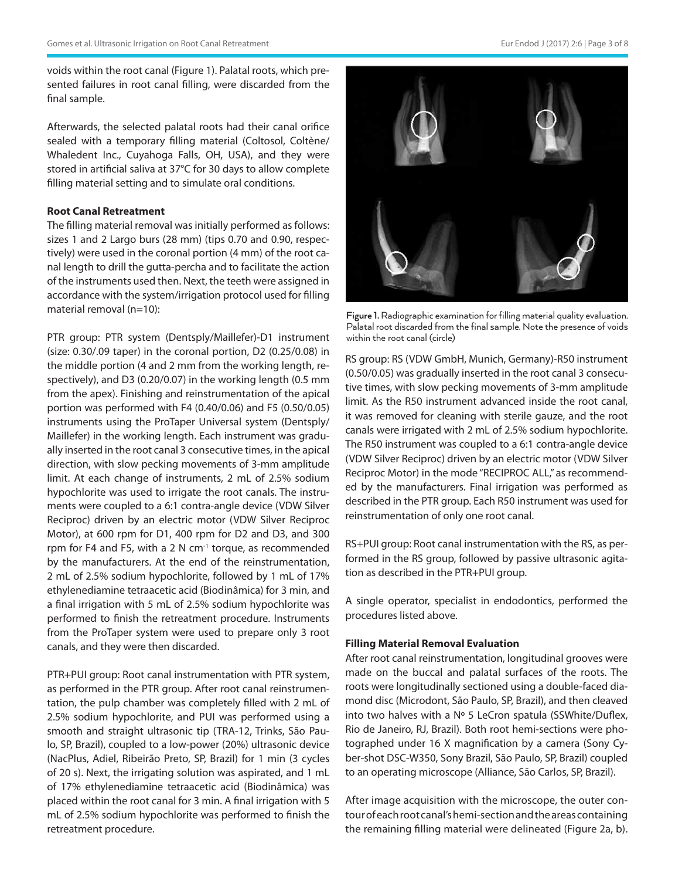voids within the root canal (Figure 1). Palatal roots, which presented failures in root canal filling, were discarded from the final sample.

Afterwards, the selected palatal roots had their canal orifice sealed with a temporary filling material (Coltosol, Coltène/Whaledent Inc., Cuyahoga Falls, OH, USA), and they were stored in artificial saliva at 37°C for 30 days to allow complete filling material setting and to simulate oral conditions.

**Root Canal Retreatment**

The filling material removal was initially performed as follows: sizes 1 and 2 Largo burs (28 mm) (tips 0.70 and 0.90, respectively) were used in the coronal portion (4 mm) of the root canal length to drill the gutta-percha and to facilitate the action of the instruments used then. Next, the teeth were assigned in accordance with the system/irrigation protocol used for filling material removal (n=10):

PTR group: PTR system (Dentsply/Maillefer)-D1 instrument (size: 0.30/.09 taper) in the coronal portion, D2 (0.25/0.08) in the middle portion (4 and 2 mm from the working length, respectively), and D3 (0.20/0.07) in the working length (0.5 mm from the apex). Finishing and reinstrumentation of the apical portion was performed with F4 (0.40/0.06) and F5 (0.50/0.05) instruments using the ProTaper Universal system (Dentsply/Maillefer) in the working length. Each instrument was gradually inserted in the root canal 3 consecutive times, in the apical direction, with slow pecking movements of 3-mm amplitude limit. At each change of instruments, 2 mL of 2.5% sodium hypochlorite was used to irrigate the root canals. The instruments were coupled to a 6:1 contra-angle device (VDW Silver Reciproc) driven by an electric motor (VDW Silver Reciproc Motor), at 600 rpm for D1, 400 rpm for D2 and D3, and 300 rpm for F4 and F5, with a 2 N $cm^{-1}$ torque, as recommended by the manufacturers. At the end of the reinstrumentation, 2 mL of 2.5% sodium hypochlorite, followed by 1 mL of 17% ethylenediamine tetraacetic acid (Biodinâmica) for 3 min, and a final irrigation with 5 mL of 2.5% sodium hypochlorite was performed to finish the retreatment procedure. Instruments from the ProTaper system were used to prepare only 3 root canals, and they were then discarded.

PTR+PUI group: Root canal instrumentation with PTR system, as performed in the PTR group. After root canal reinstrumentation, the pulp chamber was completely filled with 2 mL of 2.5% sodium hypochlorite, and PUI was performed using a smooth and straight ultrasonic tip (TRA-12, Trinks, São Paulo, SP, Brazil), coupled to a low-power (20%) ultrasonic device (NacPlus, Adiel, Ribeirão Preto, SP, Brazil) for 1 min (3 cycles of 20 s). Next, the irrigating solution was aspirated, and 1 mL of 17% ethylenediamine tetraacetic acid (Biodinâmica) was placed within the root canal for 3 min. A final irrigation with 5 mL of 2.5% sodium hypochlorite was performed to finish the retreatment procedure.

**Figure 1.** Radiographic examination for filling material quality evaluation. Palatal root discarded from the final sample. Note the presence of voids within the root canal (circle)

RS group: RS (VDW GmbH, Munich, Germany)-R50 instrument (0.50/0.05) was gradually inserted in the root canal 3 consecutive times, with slow pecking movements of 3-mm amplitude limit. As the R50 instrument advanced inside the root canal, it was removed for cleaning with sterile gauze, and the root canals were irrigated with 2 mL of 2.5% sodium hypochlorite. The R50 instrument was coupled to a 6:1 contra-angle device (VDW Silver Reciproc) driven by an electric motor (VDW Silver Reciproc Motor) in the mode "RECIPROC ALL," as recommended by the manufacturers. Final irrigation was performed as described in the PTR group. Each R50 instrument was used for reinstrumentation of only one root canal.

RS+PUI group: Root canal instrumentation with the RS, as performed in the RS group, followed by passive ultrasonic agitation as described in the PTR+PUI group.

A single operator, specialist in endodontics, performed the procedures listed above.

**Filling Material Removal Evaluation**

After root canal reinstrumentation, longitudinal grooves were made on the buccal and palatal surfaces of the roots. The roots were longitudinally sectioned using a double-faced diamond disc (Microdont, São Paulo, SP, Brazil), and then cleaved into two halves with a Nº 5 LeCron spatula (SSWhite/Duflex, Rio de Janeiro, RJ, Brazil). Both root hemi-sections were photographed under 16 X magnification by a camera (Sony Cyber-shot DSC-W350, Sony Brazil, São Paulo, SP, Brazil) coupled to an operating microscope (Alliance, São Carlos, SP, Brazil).

After image acquisition with the microscope, the outer contour of each root canal's hemi-section and the areas containing the remaining filling material were delineated (Figure 2a, b).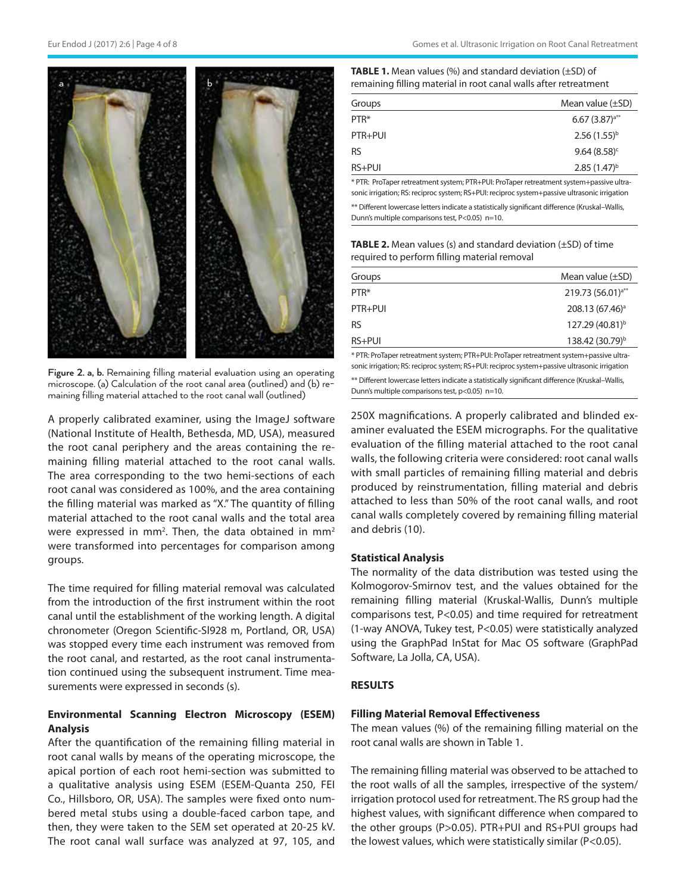Figure 2. a, b. Remaining filling material evaluation using an operating microscope. (a) Calculation of the root canal area (outlined) and (b) remaining filling material attached to the root canal wall (outlined)

A properly calibrated examiner, using the ImageJ software (National Institute of Health, Bethesda, MD, USA), measured the root canal periphery and the areas containing the remaining filling material attached to the root canal walls. The area corresponding to the two hemi-sections of each root canal was considered as 100%, and the area containing the filling material was marked as "X." The quantity of filling material attached to the root canal walls and the total area were expressed in mm$^2$. Then, the data obtained in mm$^2$ were transformed into percentages for comparison among groups.

The time required for filling material removal was calculated from the introduction of the first instrument within the root canal until the establishment of the working length. A digital chronometer (Oregon Scientific-SI928 m, Portland, OR, USA) was stopped every time each instrument was removed from the root canal, and restarted, as the root canal instrumentation continued using the subsequent instrument. Time measurements were expressed in seconds (s).

### Environmental Scanning Electron Microscopy (ESEM) Analysis

After the quantification of the remaining filling material in root canal walls by means of the operating microscope, the apical portion of each root hemi-section was submitted to a qualitative analysis using ESEM (ESEM-Quanta 250, FEI Co., Hillsboro, OR, USA). The samples were fixed onto numbered metal stubs using a double-faced carbon tape, and then, they were taken to the SEM set operated at 20-25 kV. The root canal wall surface was analyzed at 97, 105, and 250X magnifications. A properly calibrated and blinded examiner evaluated the ESEM micrographs. For the qualitative evaluation of the filling material attached to the root canal walls, the following criteria were considered: root canal walls with small particles of remaining filling material and debris produced by reinstrumentation, filling material and debris attached to less than 50% of the root canal walls, and root canal walls completely covered by remaining filling material and debris (10).

**TABLE 1.** Mean values (%) and standard deviation (±SD) of remaining filling material in root canal walls after retreatment

| Groups | Mean value (±SD) |
|---|---|
| PTR* | 6.67 (3.87)[a**] |
| PTR+PUI | 2.56 (1.55)[b] |
| RS | 9.64 (8.58)[c] |
| RS+PUI | 2.85 (1.47)[b] |

\* PTR: ProTaper retreatment system; PTR+PUI: ProTaper retreatment system+passive ultrasonic irrigation; RS: reciproc system; RS+PUI: reciproc system+passive ultrasonic irrigation

** Different lowercase letters indicate a statistically significant difference (Kruskal–Wallis, Dunn's multiple comparisons test, P<0.05) n=10.

**TABLE 2.** Mean values (s) and standard deviation (±SD) of time required to perform filling material removal

| Groups | Mean value (±SD) |
|---|---|
| PTR* | 219.73 (56.01)[a**] |
| PTR+PUI | 208.13 (67.46)[a] |
| RS | 127.29 (40.81)[b] |
| RS+PUI | 138.42 (30.79)[b] |

\* PTR: ProTaper retreatment system; PTR+PUI: ProTaper retreatment system+passive ultrasonic irrigation; RS: reciproc system; RS+PUI: reciproc system+passive ultrasonic irrigation

** Different lowercase letters indicate a statistically significant difference (Kruskal–Wallis, Dunn's multiple comparisons test, p<0.05) n=10.

### Statistical Analysis

The normality of the data distribution was tested using the Kolmogorov-Smirnov test, and the values obtained for the remaining filling material (Kruskal-Wallis, Dunn's multiple comparisons test, P<0.05) and time required for retreatment (1-way ANOVA, Tukey test, P<0.05) were statistically analyzed using the GraphPad InStat for Mac OS software (GraphPad Software, La Jolla, CA, USA).

## RESULTS

### Filling Material Removal Effectiveness

The mean values (%) of the remaining filling material on the root canal walls are shown in Table 1.

The remaining filling material was observed to be attached to the root walls of all the samples, irrespective of the system/irrigation protocol used for retreatment. The RS group had the highest values, with significant difference when compared to the other groups (P>0.05). PTR+PUI and RS+PUI groups had the lowest values, which were statistically similar (P<0.05).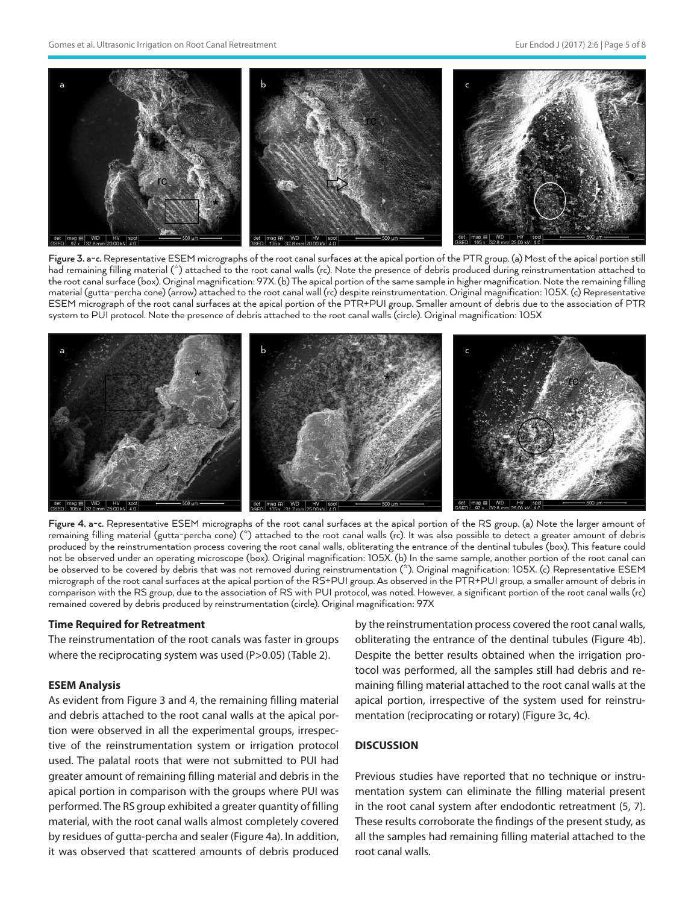**Figure 3. a-c.** Representative ESEM micrographs of the root canal surfaces at the apical portion of the PTR group. (a) Most of the apical portion still had remaining filling material (*) attached to the root canal walls (rc). Note the presence of debris produced during reinstrumentation attached to the root canal surface (box). Original magnification: 97X. (b) The apical portion of the same sample in higher magnification. Note the remaining filling material (gutta-percha cone) (arrow) attached to the root canal wall (rc) despite reinstrumentation. Original magnification: 105X. (c) Representative ESEM micrograph of the root canal surfaces at the apical portion of the PTR+PUI group. Smaller amount of debris due to the association of PTR system to PUI protocol. Note the presence of debris attached to the root canal walls (circle). Original magnification: 105X

**Figure 4. a-c.** Representative ESEM micrographs of the root canal surfaces at the apical portion of the RS group. (a) Note the larger amount of remaining filling material (gutta-percha cone) (*) attached to the root canal walls (rc). It was also possible to detect a greater amount of debris produced by the reinstrumentation process covering the root canal walls, obliterating the entrance of the dentinal tubules (box). This feature could not be observed under an operating microscope (box). Original magnification: 105X. (b) In the same sample, another portion of the root canal can be observed to be covered by debris that was not removed during reinstrumentation (*). Original magnification: 105X. (c) Representative ESEM micrograph of the root canal surfaces at the apical portion of the RS+PUI group. As observed in the PTR+PUI group, a smaller amount of debris in comparison with the RS group, due to the association of RS with PUI protocol, was noted. However, a significant portion of the root canal walls (rc) remained covered by debris produced by reinstrumentation (circle). Original magnification: 97X

### Time Required for Retreatment

The reinstrumentation of the root canals was faster in groups where the reciprocating system was used ($P>0.05$) (Table 2).

### ESEM Analysis

As evident from Figure 3 and 4, the remaining filling material and debris attached to the root canal walls at the apical portion were observed in all the experimental groups, irrespective of the reinstrumentation system or irrigation protocol used. The palatal roots that were not submitted to PUI had greater amount of remaining filling material and debris in the apical portion in comparison with the groups where PUI was performed. The RS group exhibited a greater quantity of filling material, with the root canal walls almost completely covered by residues of gutta-percha and sealer (Figure 4a). In addition, it was observed that scattered amounts of debris produced by the reinstrumentation process covered the root canal walls, obliterating the entrance of the dentinal tubules (Figure 4b). Despite the better results obtained when the irrigation protocol was performed, all the samples still had debris and remaining filling material attached to the root canal walls at the apical portion, irrespective of the system used for reinstrumentation (reciprocating or rotary) (Figure 3c, 4c).

## DISCUSSION

Previous studies have reported that no technique or instrumentation system can eliminate the filling material present in the root canal system after endodontic retreatment (5, 7). These results corroborate the findings of the present study, as all the samples had remaining filling material attached to the root canal walls.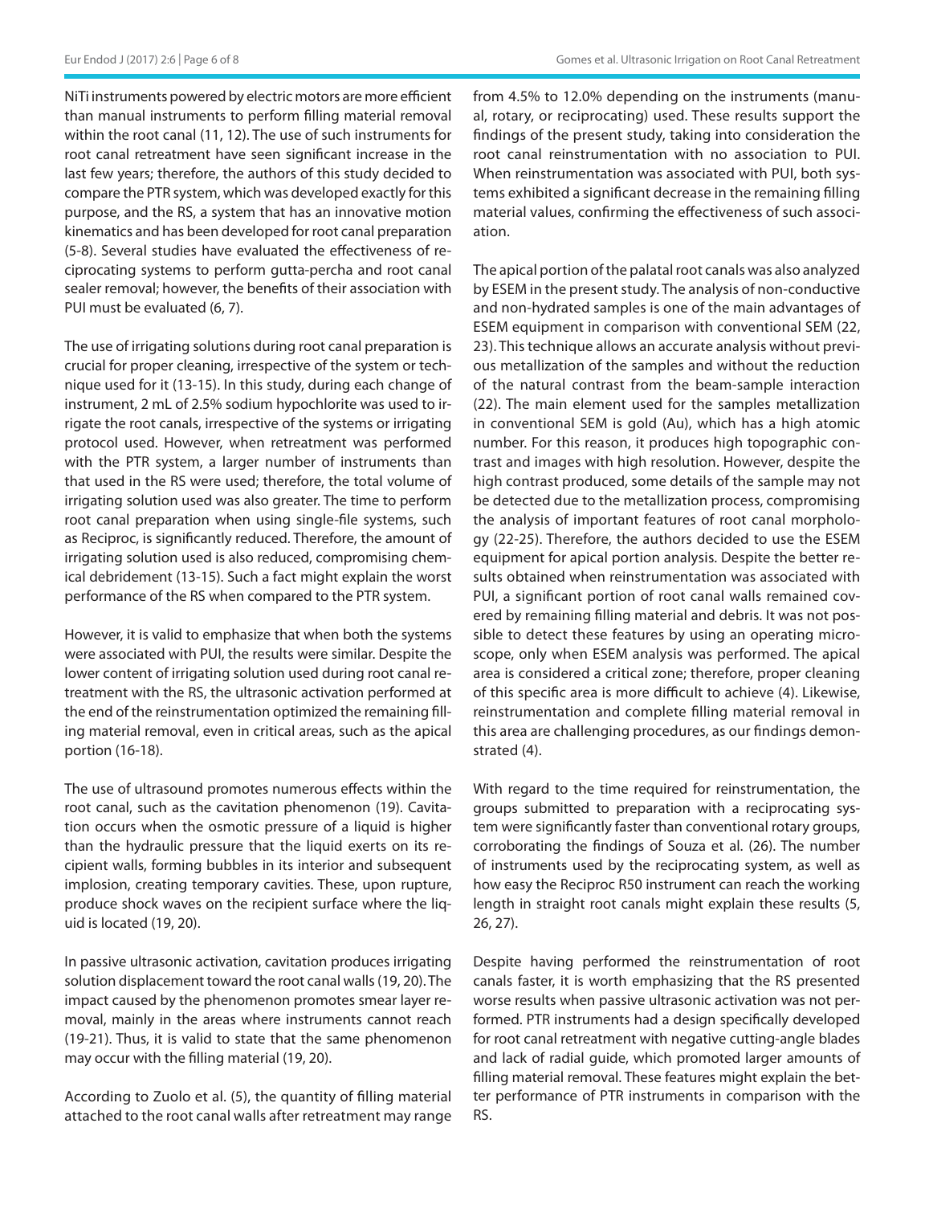NiTi instruments powered by electric motors are more efficient than manual instruments to perform filling material removal within the root canal (11, 12). The use of such instruments for root canal retreatment have seen significant increase in the last few years; therefore, the authors of this study decided to compare the PTR system, which was developed exactly for this purpose, and the RS, a system that has an innovative motion kinematics and has been developed for root canal preparation (5-8). Several studies have evaluated the effectiveness of reciprocating systems to perform gutta-percha and root canal sealer removal; however, the benefits of their association with PUI must be evaluated (6, 7).

The use of irrigating solutions during root canal preparation is crucial for proper cleaning, irrespective of the system or technique used for it (13-15). In this study, during each change of instrument, 2 mL of 2.5% sodium hypochlorite was used to irrigate the root canals, irrespective of the systems or irrigating protocol used. However, when retreatment was performed with the PTR system, a larger number of instruments than that used in the RS were used; therefore, the total volume of irrigating solution used was also greater. The time to perform root canal preparation when using single-file systems, such as Reciproc, is significantly reduced. Therefore, the amount of irrigating solution used is also reduced, compromising chemical debridement (13-15). Such a fact might explain the worst performance of the RS when compared to the PTR system.

However, it is valid to emphasize that when both the systems were associated with PUI, the results were similar. Despite the lower content of irrigating solution used during root canal retreatment with the RS, the ultrasonic activation performed at the end of the reinstrumentation optimized the remaining filling material removal, even in critical areas, such as the apical portion (16-18).

The use of ultrasound promotes numerous effects within the root canal, such as the cavitation phenomenon (19). Cavitation occurs when the osmotic pressure of a liquid is higher than the hydraulic pressure that the liquid exerts on its recipient walls, forming bubbles in its interior and subsequent implosion, creating temporary cavities. These, upon rupture, produce shock waves on the recipient surface where the liquid is located (19, 20).

In passive ultrasonic activation, cavitation produces irrigating solution displacement toward the root canal walls (19, 20). The impact caused by the phenomenon promotes smear layer removal, mainly in the areas where instruments cannot reach (19-21). Thus, it is valid to state that the same phenomenon may occur with the filling material (19, 20).

According to Zuolo et al. (5), the quantity of filling material attached to the root canal walls after retreatment may range from 4.5% to 12.0% depending on the instruments (manual, rotary, or reciprocating) used. These results support the findings of the present study, taking into consideration the root canal reinstrumentation with no association to PUI. When reinstrumentation was associated with PUI, both systems exhibited a significant decrease in the remaining filling material values, confirming the effectiveness of such association.

The apical portion of the palatal root canals was also analyzed by ESEM in the present study. The analysis of non-conductive and non-hydrated samples is one of the main advantages of ESEM equipment in comparison with conventional SEM (22, 23). This technique allows an accurate analysis without previous metallization of the samples and without the reduction of the natural contrast from the beam-sample interaction (22). The main element used for the samples metallization in conventional SEM is gold (Au), which has a high atomic number. For this reason, it produces high topographic contrast and images with high resolution. However, despite the high contrast produced, some details of the sample may not be detected due to the metallization process, compromising the analysis of important features of root canal morphology (22-25). Therefore, the authors decided to use the ESEM equipment for apical portion analysis. Despite the better results obtained when reinstrumentation was associated with PUI, a significant portion of root canal walls remained covered by remaining filling material and debris. It was not possible to detect these features by using an operating microscope, only when ESEM analysis was performed. The apical area is considered a critical zone; therefore, proper cleaning of this specific area is more difficult to achieve (4). Likewise, reinstrumentation and complete filling material removal in this area are challenging procedures, as our findings demonstrated (4).

With regard to the time required for reinstrumentation, the groups submitted to preparation with a reciprocating system were significantly faster than conventional rotary groups, corroborating the findings of Souza et al. (26). The number of instruments used by the reciprocating system, as well as how easy the Reciproc R50 instrument can reach the working length in straight root canals might explain these results (5, 26, 27).

Despite having performed the reinstrumentation of root canals faster, it is worth emphasizing that the RS presented worse results when passive ultrasonic activation was not performed. PTR instruments had a design specifically developed for root canal retreatment with negative cutting-angle blades and lack of radial guide, which promoted larger amounts of filling material removal. These features might explain the better performance of PTR instruments in comparison with the RS.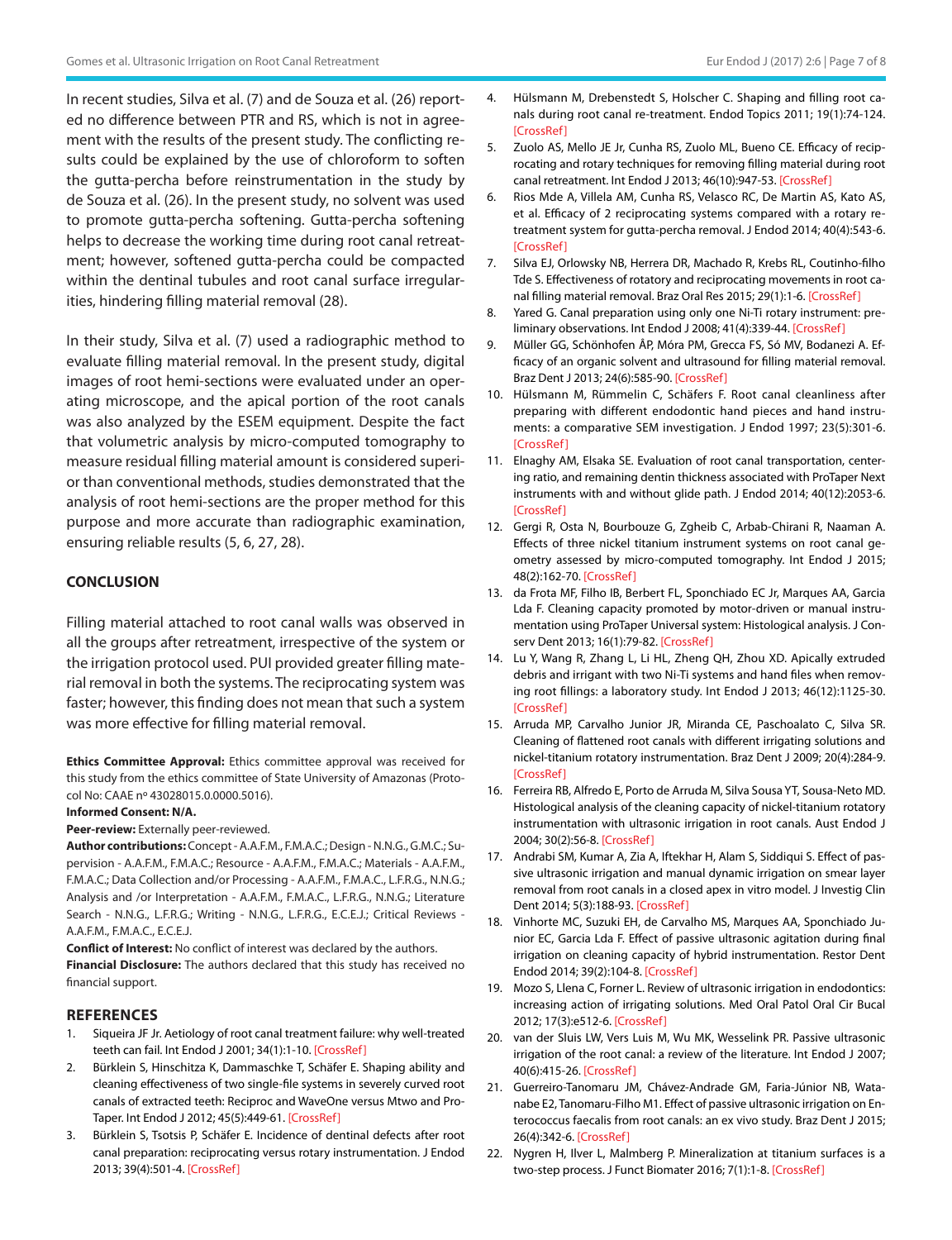In recent studies, Silva et al. (7) and de Souza et al. (26) reported no difference between PTR and RS, which is not in agreement with the results of the present study. The conflicting results could be explained by the use of chloroform to soften the gutta-percha before reinstrumentation in the study by de Souza et al. (26). In the present study, no solvent was used to promote gutta-percha softening. Gutta-percha softening helps to decrease the working time during root canal retreatment; however, softened gutta-percha could be compacted within the dentinal tubules and root canal surface irregularities, hindering filling material removal (28).

In their study, Silva et al. (7) used a radiographic method to evaluate filling material removal. In the present study, digital images of root hemi-sections were evaluated under an operating microscope, and the apical portion of the root canals was also analyzed by the ESEM equipment. Despite the fact that volumetric analysis by micro-computed tomography to measure residual filling material amount is considered superior than conventional methods, studies demonstrated that the analysis of root hemi-sections are the proper method for this purpose and more accurate than radiographic examination, ensuring reliable results (5, 6, 27, 28).

## CONCLUSION

Filling material attached to root canal walls was observed in all the groups after retreatment, irrespective of the system or the irrigation protocol used. PUI provided greater filling material removal in both the systems. The reciprocating system was faster; however, this finding does not mean that such a system was more effective for filling material removal.

**Ethics Committee Approval:** Ethics committee approval was received for this study from the ethics committee of State University of Amazonas (Protocol No: CAAE nº 43028015.0.0000.5016).

**Informed Consent: N/A.**

**Peer-review:** Externally peer-reviewed.

**Author contributions:** Concept - A.A.F.M., F.M.A.C.; Design - N.N.G., G.M.C.; Supervision - A.A.F.M., F.M.A.C.; Resource - A.A.F.M., F.M.A.C.; Materials - A.A.F.M., F.M.A.C.; Data Collection and/or Processing - A.A.F.M., F.M.A.C., L.F.R.G., N.N.G.; Analysis and /or Interpretation - A.A.F.M., F.M.A.C., L.F.R.G., N.N.G.; Literature Search - N.N.G., L.F.R.G.; Writing - N.N.G., L.F.R.G., E.C.E.J.; Critical Reviews - A.A.F.M., F.M.A.C., E.C.E.J.

**Conflict of Interest:** No conflict of interest was declared by the authors.

**Financial Disclosure:** The authors declared that this study has received no financial support.

## REFERENCES

1. Siqueira JF Jr. Aetiology of root canal treatment failure: why well-treated teeth can fail. Int Endod J 2001; 34(1):1-10. [CrossRef]
2. Bürklein S, Hinschitza K, Dammaschke T, Schäfer E. Shaping ability and cleaning effectiveness of two single-file systems in severely curved root canals of extracted teeth: Reciproc and WaveOne versus Mtwo and ProTaper. Int Endod J 2012; 45(5):449-61. [CrossRef]
3. Bürklein S, Tsotsis P, Schäfer E. Incidence of dentinal defects after root canal preparation: reciprocating versus rotary instrumentation. J Endod 2013; 39(4):501-4. [CrossRef]
4. Hülsmann M, Drebenstedt S, Holscher C. Shaping and filling root canals during root canal re-treatment. Endod Topics 2011; 19(1):74-124. [CrossRef]
5. Zuolo AS, Mello JE Jr, Cunha RS, Zuolo ML, Bueno CE. Efficacy of reciprocating and rotary techniques for removing filling material during root canal retreatment. Int Endod J 2013; 46(10):947-53. [CrossRef]
6. Rios Mde A, Villela AM, Cunha RS, Velasco RC, De Martin AS, Kato AS, et al. Efficacy of 2 reciprocating systems compared with a rotary retreatment system for gutta-percha removal. J Endod 2014; 40(4):543-6. [CrossRef]
7. Silva EJ, Orlowsky NB, Herrera DR, Machado R, Krebs RL, Coutinho-filho Tde S. Effectiveness of rotatory and reciprocating movements in root canal filling material removal. Braz Oral Res 2015; 29(1):1-6. [CrossRef]
8. Yared G. Canal preparation using only one Ni-Ti rotary instrument: preliminary observations. Int Endod J 2008; 41(4):339-44. [CrossRef]
9. Müller GG, Schönhofen ÂP, Móra PM, Grecca FS, Só MV, Bodanezi A. Efficacy of an organic solvent and ultrasound for filling material removal. Braz Dent J 2013; 24(6):585-90. [CrossRef]
10. Hülsmann M, Rümmelin C, Schäfers F. Root canal cleanliness after preparing with different endodontic hand pieces and hand instruments: a comparative SEM investigation. J Endod 1997; 23(5):301-6. [CrossRef]
11. Elnaghy AM, Elsaka SE. Evaluation of root canal transportation, centering ratio, and remaining dentin thickness associated with ProTaper Next instruments with and without glide path. J Endod 2014; 40(12):2053-6. [CrossRef]
12. Gergi R, Osta N, Bourbouze G, Zgheib C, Arbab-Chirani R, Naaman A. Effects of three nickel titanium instrument systems on root canal geometry assessed by micro-computed tomography. Int Endod J 2015; 48(2):162-70. [CrossRef]
13. da Frota MF, Filho IB, Berbert FL, Sponchiado EC Jr, Marques AA, Garcia Lda F. Cleaning capacity promoted by motor-driven or manual instrumentation using ProTaper Universal system: Histological analysis. J Conserv Dent 2013; 16(1):79-82. [CrossRef]
14. Lu Y, Wang R, Zhang L, Li HL, Zheng QH, Zhou XD. Apically extruded debris and irrigant with two Ni-Ti systems and hand files when removing root fillings: a laboratory study. Int Endod J 2013; 46(12):1125-30. [CrossRef]
15. Arruda MP, Carvalho Junior JR, Miranda CE, Paschoalato C, Silva SR. Cleaning of flattened root canals with different irrigating solutions and nickel-titanium rotatory instrumentation. Braz Dent J 2009; 20(4):284-9. [CrossRef]
16. Ferreira RB, Alfredo E, Porto de Arruda M, Silva Sousa YT, Sousa-Neto MD. Histological analysis of the cleaning capacity of nickel-titanium rotatory instrumentation with ultrasonic irrigation in root canals. Aust Endod J 2004; 30(2):56-8. [CrossRef]
17. Andrabi SM, Kumar A, Zia A, Iftekhar H, Alam S, Siddiqui S. Effect of passive ultrasonic irrigation and manual dynamic irrigation on smear layer removal from root canals in a closed apex in vitro model. J Investig Clin Dent 2014; 5(3):188-93. [CrossRef]
18. Vinhorte MC, Suzuki EH, de Carvalho MS, Marques AA, Sponchiado Junior EC, Garcia Lda F. Effect of passive ultrasonic agitation during final irrigation on cleaning capacity of hybrid instrumentation. Restor Dent Endod 2014; 39(2):104-8. [CrossRef]
19. Mozo S, Llena C, Forner L. Review of ultrasonic irrigation in endodontics: increasing action of irrigating solutions. Med Oral Patol Oral Cir Bucal 2012; 17(3):e512-6. [CrossRef]
20. van der Sluis LW, Vers Luis M, Wu MK, Wesselink PR. Passive ultrasonic irrigation of the root canal: a review of the literature. Int Endod J 2007; 40(6):415-26. [CrossRef]
21. Guerreiro-Tanomaru JM, Chávez-Andrade GM, Faria-Júnior NB, Watanabe E2, Tanomaru-Filho M1. Effect of passive ultrasonic irrigation on Enterococcus faecalis from root canals: an ex vivo study. Braz Dent J 2015; 26(4):342-6. [CrossRef]
22. Nygren H, Ilver L, Malmberg P. Mineralization at titanium surfaces is a two-step process. J Funct Biomater 2016; 7(1):1-8. [CrossRef]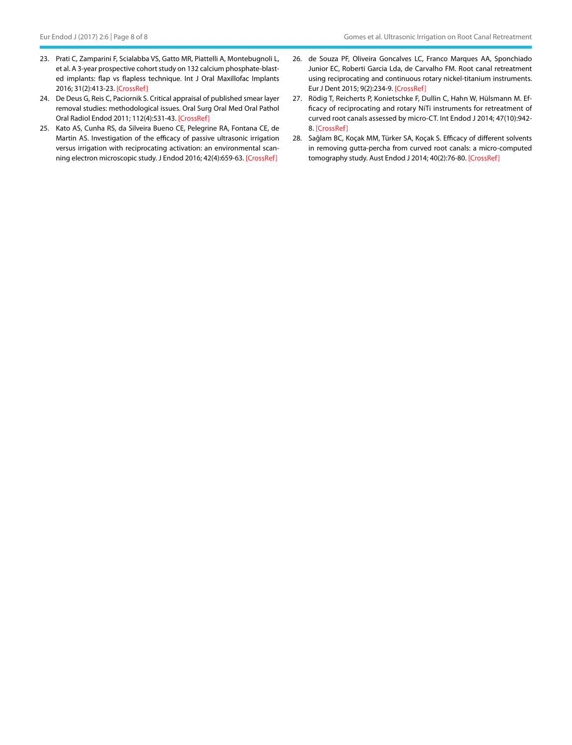23. Prati C, Zamparini F, Scialabba VS, Gatto MR, Piattelli A, Montebugnoli L, et al. A 3-year prospective cohort study on 132 calcium phosphate-blasted implants: flap vs flapless technique. Int J Oral Maxillofac Implants 2016; 31(2):413-23. [CrossRef]
24. De Deus G, Reis C, Paciornik S. Critical appraisal of published smear layer removal studies: methodological issues. Oral Surg Oral Med Oral Pathol Oral Radiol Endod 2011; 112(4):531-43. [CrossRef]
25. Kato AS, Cunha RS, da Silveira Bueno CE, Pelegrine RA, Fontana CE, de Martin AS. Investigation of the efficacy of passive ultrasonic irrigation versus irrigation with reciprocating activation: an environmental scanning electron microscopic study. J Endod 2016; 42(4):659-63. [CrossRef]
26. de Souza PF, Oliveira Goncalves LC, Franco Marques AA, Sponchiado Junior EC, Roberti Garcia Lda, de Carvalho FM. Root canal retreatment using reciprocating and continuous rotary nickel-titanium instruments. Eur J Dent 2015; 9(2):234-9. [CrossRef]
27. Rödig T, Reicherts P, Konietschke F, Dullin C, Hahn W, Hülsmann M. Efficacy of reciprocating and rotary NiTi instruments for retreatment of curved root canals assessed by micro-CT. Int Endod J 2014; 47(10):942-8. [CrossRef]
28. Sağlam BC, Koçak MM, Türker SA, Koçak S. Efficacy of different solvents in removing gutta-percha from curved root canals: a micro-computed tomography study. Aust Endod J 2014; 40(2):76-80. [CrossRef]